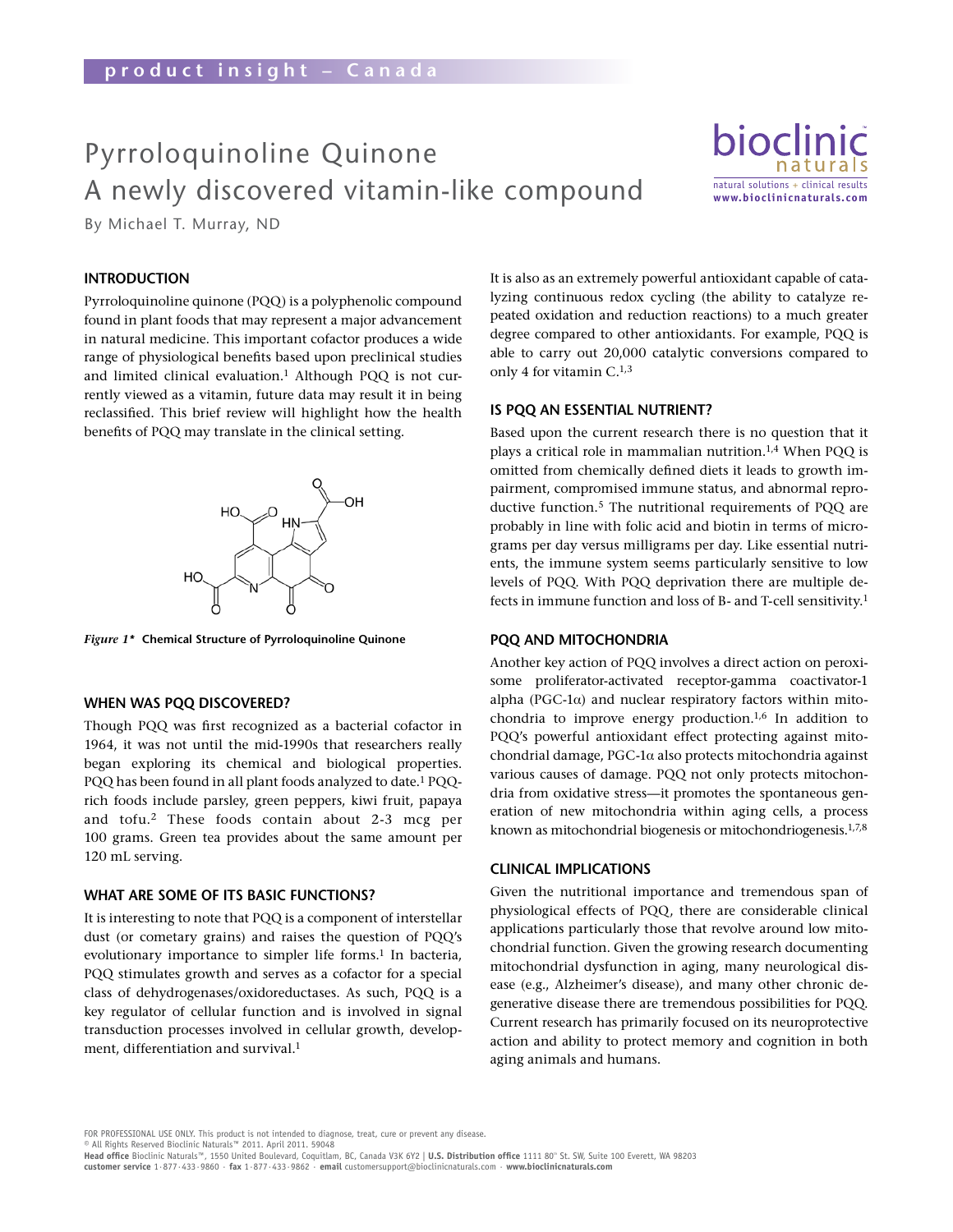# Pyrroloquinoline Quinone
# A newly discovered vitamin-like compound

By Michael T. Murray, ND

## INTRODUCTION

Pyrroloquinoline quinone (PQQ) is a polyphenolic compound found in plant foods that may represent a major advancement in natural medicine. This important cofactor produces a wide range of physiological benefits based upon preclinical studies and limited clinical evaluation.[1] Although PQQ is not currently viewed as a vitamin, future data may result in it being reclassified. This brief review will highlight how the health benefits of PQQ may translate in the clinical setting.

***Figure 1**** **Chemical Structure of Pyrroloquinoline Quinone**

## WHEN WAS PQQ DISCOVERED?

Though PQQ was first recognized as a bacterial cofactor in 1964, it was not until the mid-1990s that researchers really began exploring its chemical and biological properties. PQQ has been found in all plant foods analyzed to date.[1] PQQ-rich foods include parsley, green peppers, kiwi fruit, papaya and tofu.[2] These foods contain about 2-3 mcg per 100 grams. Green tea provides about the same amount per 120 mL serving.

## WHAT ARE SOME OF ITS BASIC FUNCTIONS?

It is interesting to note that PQQ is a component of interstellar dust (or cometary grains) and raises the question of PQQ's evolutionary importance to simpler life forms.[1] In bacteria, PQQ stimulates growth and serves as a cofactor for a special class of dehydrogenases/oxidoreductases. As such, PQQ is a key regulator of cellular function and is involved in signal transduction processes involved in cellular growth, development, differentiation and survival.[1]

It is also as an extremely powerful antioxidant capable of catalyzing continuous redox cycling (the ability to catalyze repeated oxidation and reduction reactions) to a much greater degree compared to other antioxidants. For example, PQQ is able to carry out 20,000 catalytic conversions compared to only 4 for vitamin C.[1,3]

## IS PQQ AN ESSENTIAL NUTRIENT?

Based upon the current research there is no question that it plays a critical role in mammalian nutrition.[1,4] When PQQ is omitted from chemically defined diets it leads to growth impairment, compromised immune status, and abnormal reproductive function.[5] The nutritional requirements of PQQ are probably in line with folic acid and biotin in terms of micrograms per day versus milligrams per day. Like essential nutrients, the immune system seems particularly sensitive to low levels of PQQ. With PQQ deprivation there are multiple defects in immune function and loss of B- and T-cell sensitivity.[1]

## PQQ AND MITOCHONDRIA

Another key action of PQQ involves a direct action on peroxisome proliferator-activated receptor-gamma coactivator-1 alpha (PGC-1α) and nuclear respiratory factors within mitochondria to improve energy production.[1,6] In addition to PQQ's powerful antioxidant effect protecting against mitochondrial damage, PGC-1α also protects mitochondria against various causes of damage. PQQ not only protects mitochondria from oxidative stress—it promotes the spontaneous generation of new mitochondria within aging cells, a process known as mitochondrial biogenesis or mitochondriogenesis.[1,7,8]

## CLINICAL IMPLICATIONS

Given the nutritional importance and tremendous span of physiological effects of PQQ, there are considerable clinical applications particularly those that revolve around low mitochondrial function. Given the growing research documenting mitochondrial dysfunction in aging, many neurological disease (e.g., Alzheimer's disease), and many other chronic degenerative disease there are tremendous possibilities for PQQ. Current research has primarily focused on its neuroprotective action and ability to protect memory and cognition in both aging animals and humans.

FOR PROFESSIONAL USE ONLY. This product is not intended to diagnose, treat, cure or prevent any disease.
© All Rights Reserved Bioclinic Naturals™ 2011. April 2011. 59048
**Head office** Bioclinic Naturals™, 1550 United Boulevard, Coquitlam, BC, Canada V3K 6Y2 | **U.S. Distribution office** 1111 80th St. SW, Suite 100 Everett, WA 98203
**customer service** 1·877·433·9860 · **fax** 1·877·433·9862 · **email** customersupport@bioclinicnaturals.com · **www.bioclinicnaturals.com**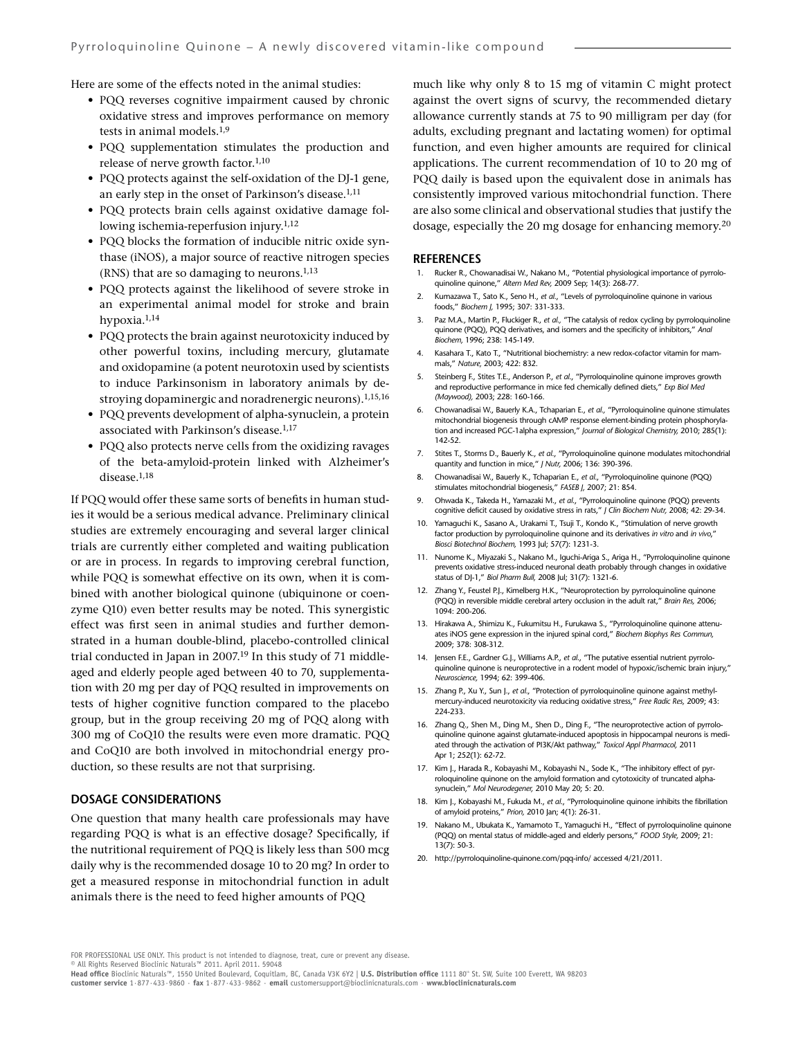Here are some of the effects noted in the animal studies:

- PQQ reverses cognitive impairment caused by chronic oxidative stress and improves performance on memory tests in animal models.[1,9]
- PQQ supplementation stimulates the production and release of nerve growth factor.[1,10]
- PQQ protects against the self-oxidation of the DJ-1 gene, an early step in the onset of Parkinson's disease.[1,11]
- PQQ protects brain cells against oxidative damage following ischemia-reperfusion injury.[1,12]
- PQQ blocks the formation of inducible nitric oxide synthase (iNOS), a major source of reactive nitrogen species (RNS) that are so damaging to neurons.[1,13]
- PQQ protects against the likelihood of severe stroke in an experimental animal model for stroke and brain hypoxia.[1,14]
- PQQ protects the brain against neurotoxicity induced by other powerful toxins, including mercury, glutamate and oxidopamine (a potent neurotoxin used by scientists to induce Parkinsonism in laboratory animals by destroying dopaminergic and noradrenergic neurons).[1,15,16]
- PQQ prevents development of alpha-synuclein, a protein associated with Parkinson's disease.[1,17]
- PQQ also protects nerve cells from the oxidizing ravages of the beta-amyloid-protein linked with Alzheimer's disease.[1,18]

If PQQ would offer these same sorts of benefits in human studies it would be a serious medical advance. Preliminary clinical studies are extremely encouraging and several larger clinical trials are currently either completed and waiting publication or are in process. In regards to improving cerebral function, while PQQ is somewhat effective on its own, when it is combined with another biological quinone (ubiquinone or coenzyme Q10) even better results may be noted. This synergistic effect was first seen in animal studies and further demonstrated in a human double-blind, placebo-controlled clinical trial conducted in Japan in 2007.[19] In this study of 71 middle-aged and elderly people aged between 40 to 70, supplementation with 20 mg per day of PQQ resulted in improvements on tests of higher cognitive function compared to the placebo group, but in the group receiving 20 mg of PQQ along with 300 mg of CoQ10 the results were even more dramatic. PQQ and CoQ10 are both involved in mitochondrial energy production, so these results are not that surprising.

## DOSAGE CONSIDERATIONS

One question that many health care professionals may have regarding PQQ is what is an effective dosage? Specifically, if the nutritional requirement of PQQ is likely less than 500 mcg daily why is the recommended dosage 10 to 20 mg? In order to get a measured response in mitochondrial function in adult animals there is the need to feed higher amounts of PQQ much like why only 8 to 15 mg of vitamin C might protect against the overt signs of scurvy, the recommended dietary allowance currently stands at 75 to 90 milligram per day (for adults, excluding pregnant and lactating women) for optimal function, and even higher amounts are required for clinical applications. The current recommendation of 10 to 20 mg of PQQ daily is based upon the equivalent dose in animals has consistently improved various mitochondrial function. There are also some clinical and observational studies that justify the dosage, especially the 20 mg dosage for enhancing memory.[20]

## REFERENCES

1. Rucker R., Chowanadisai W., Nakano M., "Potential physiological importance of pyrroloquinoline quinone," *Altern Med Rev,* 2009 Sep; 14(3): 268-77.
2. Kumazawa T., Sato K., Seno H., *et al.*, "Levels of pyrroloquinoline quinone in various foods," *Biochem J,* 1995; 307: 331-333.
3. Paz M.A., Martin P., Fluckiger R., *et al.*, "The catalysis of redox cycling by pyrroloquinoline quinone (PQQ), PQQ derivatives, and isomers and the specificity of inhibitors," *Anal Biochem,* 1996; 238: 145-149.
4. Kasahara T., Kato T., "Nutritional biochemistry: a new redox-cofactor vitamin for mammals," *Nature,* 2003; 422: 832.
5. Steinberg F., Stites T.E., Anderson P., *et al.*, "Pyrroloquinoline quinone improves growth and reproductive performance in mice fed chemically defined diets," *Exp Biol Med (Maywood),* 2003; 228: 160-166.
6. Chowanadisai W., Bauerly K.A., Tchaparian E., *et al.*, "Pyrroloquinoline quinone stimulates mitochondrial biogenesis through cAMP response element-binding protein phosphorylation and increased PGC-1alpha expression," *Journal of Biological Chemistry,* 2010; 285(1): 142-52.
7. Stites T., Storms D., Bauerly K., *et al.*, "Pyrroloquinoline quinone modulates mitochondrial quantity and function in mice," *J Nutr,* 2006; 136: 390-396.
8. Chowanadisai W., Bauerly K., Tchaparian E., *et al.*, "Pyrroloquinoline quinone (PQQ) stimulates mitochondrial biogenesis," *FASEB J,* 2007; 21: 854.
9. Ohwada K., Takeda H., Yamazaki M., *et al.*, "Pyrroloquinoline quinone (PQQ) prevents cognitive deficit caused by oxidative stress in rats," *J Clin Biochem Nutr,* 2008; 42: 29-34.
10. Yamaguchi K., Sasano A., Urakami T., Tsuji T., Kondo K., "Stimulation of nerve growth factor production by pyrroloquinoline quinone and its derivatives *in vitro* and *in vivo*," *Biosci Biotechnol Biochem,* 1993 Jul; 57(7): 1231-3.
11. Nunome K., Miyazaki S., Nakano M., Iguchi-Ariga S., Ariga H., "Pyrroloquinoline quinone prevents oxidative stress-induced neuronal death probably through changes in oxidative status of DJ-1," *Biol Pharm Bull,* 2008 Jul; 31(7): 1321-6.
12. Zhang Y., Feustel P.J., Kimelberg H.K., "Neuroprotection by pyrroloquinoline quinone (PQQ) in reversible middle cerebral artery occlusion in the adult rat," *Brain Res,* 2006; 1094: 200-206.
13. Hirakawa A., Shimizu K., Fukumitsu H., Furukawa S., "Pyrroloquinoline quinone attenuates iNOS gene expression in the injured spinal cord," *Biochem Biophys Res Commun,* 2009; 378: 308-312.
14. Jensen F.E., Gardner G.J., Williams A.P., *et al.*, "The putative essential nutrient pyrroloquinoline quinone is neuroprotective in a rodent model of hypoxic/ischemic brain injury," *Neuroscience,* 1994; 62: 399-406.
15. Zhang P., Xu Y., Sun J., *et al.*, "Protection of pyrroloquinoline quinone against methylmercury-induced neurotoxicity via reducing oxidative stress," *Free Radic Res,* 2009; 43: 224-233.
16. Zhang Q., Shen M., Ding M., Shen D., Ding F., "The neuroprotective action of pyrroloquinoline quinone against glutamate-induced apoptosis in hippocampal neurons is mediated through the activation of PI3K/Akt pathway," *Toxicol Appl Pharmacol,* 2011 Apr 1; 252(1): 62-72.
17. Kim J., Harada R., Kobayashi M., Kobayashi N., Sode K., "The inhibitory effect of pyrroloquinoline quinone on the amyloid formation and cytotoxicity of truncated alpha-synuclein," *Mol Neurodegener,* 2010 May 20; 5: 20.
18. Kim J., Kobayashi M., Fukuda M., *et al.*, "Pyrroloquinoline quinone inhibits the fibrillation of amyloid proteins," *Prion,* 2010 Jan; 4(1): 26-31.
19. Nakano M., Ubukata K., Yamamoto T., Yamaguchi H., "Effect of pyrroloquinoline quinone (PQQ) on mental status of middle-aged and elderly persons," *FOOD Style,* 2009; 21: 13(7): 50-3.
20. http://pyrroloquinoline-quinone.com/pqq-info/ accessed 4/21/2011.

FOR PROFESSIONAL USE ONLY. This product is not intended to diagnose, treat, cure or prevent any disease.
© All Rights Reserved Bioclinic Naturals™ 2011. April 2011. 59048
**Head office** Bioclinic Naturals™, 1550 United Boulevard, Coquitlam, BC, Canada V3K 6Y2 | **U.S. Distribution office** 1111 80th St. SW, Suite 100 Everett, WA 98203
**customer service** 1·877·433·9860 · **fax** 1·877·433·9862 · **email** customersupport@bioclinicnaturals.com · **www.bioclinicnaturals.com**